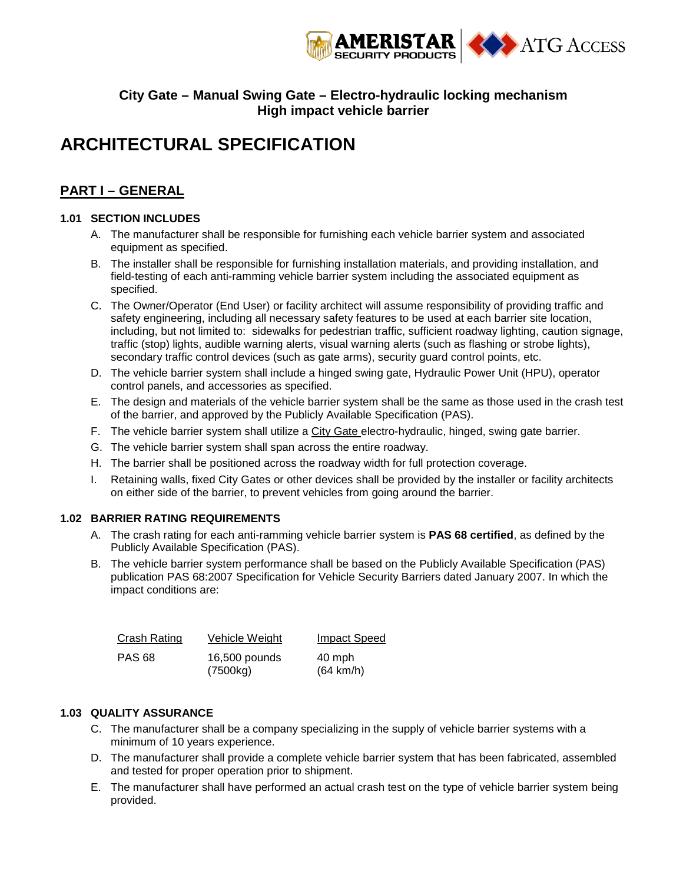**City Gate – Manual Swing Gate – Electro-hydraulic locking mechanism**
**High impact vehicle barrier**

# ARCHITECTURAL SPECIFICATION

## PART I – GENERAL

### 1.01 SECTION INCLUDES

A. The manufacturer shall be responsible for furnishing each vehicle barrier system and associated equipment as specified.

B. The installer shall be responsible for furnishing installation materials, and providing installation, and field-testing of each anti-ramming vehicle barrier system including the associated equipment as specified.

C. The Owner/Operator (End User) or facility architect will assume responsibility of providing traffic and safety engineering, including all necessary safety features to be used at each barrier site location, including, but not limited to: sidewalks for pedestrian traffic, sufficient roadway lighting, caution signage, traffic (stop) lights, audible warning alerts, visual warning alerts (such as flashing or strobe lights), secondary traffic control devices (such as gate arms), security guard control points, etc.

D. The vehicle barrier system shall include a hinged swing gate, Hydraulic Power Unit (HPU), operator control panels, and accessories as specified.

E. The design and materials of the vehicle barrier system shall be the same as those used in the crash test of the barrier, and approved by the Publicly Available Specification (PAS).

F. The vehicle barrier system shall utilize a City Gate electro-hydraulic, hinged, swing gate barrier.

G. The vehicle barrier system shall span across the entire roadway.

H. The barrier shall be positioned across the roadway width for full protection coverage.

I. Retaining walls, fixed City Gates or other devices shall be provided by the installer or facility architects on either side of the barrier, to prevent vehicles from going around the barrier.

### 1.02 BARRIER RATING REQUIREMENTS

A. The crash rating for each anti-ramming vehicle barrier system is **PAS 68 certified**, as defined by the Publicly Available Specification (PAS).

B. The vehicle barrier system performance shall be based on the Publicly Available Specification (PAS) publication PAS 68:2007 Specification for Vehicle Security Barriers dated January 2007. In which the impact conditions are:

| Crash Rating | Vehicle Weight | Impact Speed |
|---|---|---|
| PAS 68 | 16,500 pounds (7500kg) | 40 mph (64 km/h) |

### 1.03 QUALITY ASSURANCE

C. The manufacturer shall be a company specializing in the supply of vehicle barrier systems with a minimum of 10 years experience.

D. The manufacturer shall provide a complete vehicle barrier system that has been fabricated, assembled and tested for proper operation prior to shipment.

E. The manufacturer shall have performed an actual crash test on the type of vehicle barrier system being provided.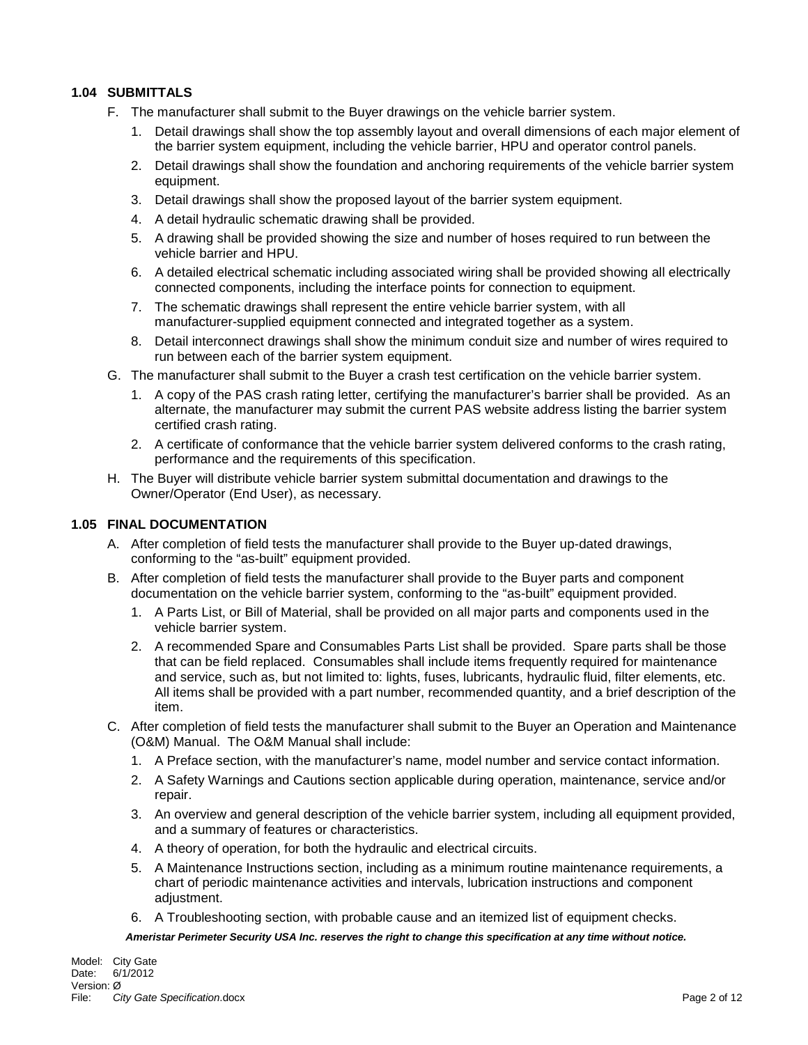### 1.04 SUBMITTALS

F. The manufacturer shall submit to the Buyer drawings on the vehicle barrier system.
   1. Detail drawings shall show the top assembly layout and overall dimensions of each major element of the barrier system equipment, including the vehicle barrier, HPU and operator control panels.
   2. Detail drawings shall show the foundation and anchoring requirements of the vehicle barrier system equipment.
   3. Detail drawings shall show the proposed layout of the barrier system equipment.
   4. A detail hydraulic schematic drawing shall be provided.
   5. A drawing shall be provided showing the size and number of hoses required to run between the vehicle barrier and HPU.
   6. A detailed electrical schematic including associated wiring shall be provided showing all electrically connected components, including the interface points for connection to equipment.
   7. The schematic drawings shall represent the entire vehicle barrier system, with all manufacturer-supplied equipment connected and integrated together as a system.
   8. Detail interconnect drawings shall show the minimum conduit size and number of wires required to run between each of the barrier system equipment.

G. The manufacturer shall submit to the Buyer a crash test certification on the vehicle barrier system.
   1. A copy of the PAS crash rating letter, certifying the manufacturer's barrier shall be provided. As an alternate, the manufacturer may submit the current PAS website address listing the barrier system certified crash rating.
   2. A certificate of conformance that the vehicle barrier system delivered conforms to the crash rating, performance and the requirements of this specification.

H. The Buyer will distribute vehicle barrier system submittal documentation and drawings to the Owner/Operator (End User), as necessary.

### 1.05 FINAL DOCUMENTATION

A. After completion of field tests the manufacturer shall provide to the Buyer up-dated drawings, conforming to the "as-built" equipment provided.

B. After completion of field tests the manufacturer shall provide to the Buyer parts and component documentation on the vehicle barrier system, conforming to the "as-built" equipment provided.
   1. A Parts List, or Bill of Material, shall be provided on all major parts and components used in the vehicle barrier system.
   2. A recommended Spare and Consumables Parts List shall be provided. Spare parts shall be those that can be field replaced. Consumables shall include items frequently required for maintenance and service, such as, but not limited to: lights, fuses, lubricants, hydraulic fluid, filter elements, etc. All items shall be provided with a part number, recommended quantity, and a brief description of the item.

C. After completion of field tests the manufacturer shall submit to the Buyer an Operation and Maintenance (O&M) Manual. The O&M Manual shall include:
   1. A Preface section, with the manufacturer's name, model number and service contact information.
   2. A Safety Warnings and Cautions section applicable during operation, maintenance, service and/or repair.
   3. An overview and general description of the vehicle barrier system, including all equipment provided, and a summary of features or characteristics.
   4. A theory of operation, for both the hydraulic and electrical circuits.
   5. A Maintenance Instructions section, including as a minimum routine maintenance requirements, a chart of periodic maintenance activities and intervals, lubrication instructions and component adjustment.
   6. A Troubleshooting section, with probable cause and an itemized list of equipment checks.

***Ameristar Perimeter Security USA Inc. reserves the right to change this specification at any time without notice.***

Model: City Gate
Date: 6/1/2012
Version: Ø
File: *City Gate Specification*.docx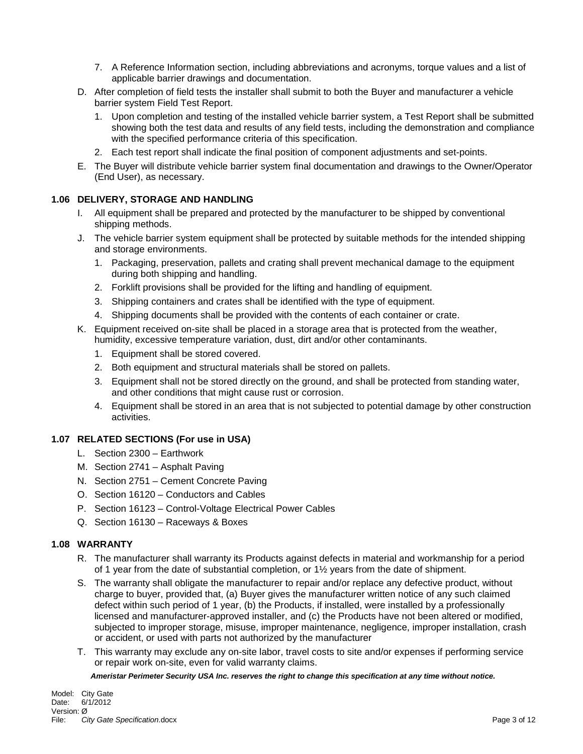7. A Reference Information section, including abbreviations and acronyms, torque values and a list of applicable barrier drawings and documentation.

D. After completion of field tests the installer shall submit to both the Buyer and manufacturer a vehicle barrier system Field Test Report.

   1. Upon completion and testing of the installed vehicle barrier system, a Test Report shall be submitted showing both the test data and results of any field tests, including the demonstration and compliance with the specified performance criteria of this specification.
   2. Each test report shall indicate the final position of component adjustments and set-points.

E. The Buyer will distribute vehicle barrier system final documentation and drawings to the Owner/Operator (End User), as necessary.

### 1.06 DELIVERY, STORAGE AND HANDLING

I. All equipment shall be prepared and protected by the manufacturer to be shipped by conventional shipping methods.

J. The vehicle barrier system equipment shall be protected by suitable methods for the intended shipping and storage environments.

   1. Packaging, preservation, pallets and crating shall prevent mechanical damage to the equipment during both shipping and handling.
   2. Forklift provisions shall be provided for the lifting and handling of equipment.
   3. Shipping containers and crates shall be identified with the type of equipment.
   4. Shipping documents shall be provided with the contents of each container or crate.

K. Equipment received on-site shall be placed in a storage area that is protected from the weather, humidity, excessive temperature variation, dust, dirt and/or other contaminants.

   1. Equipment shall be stored covered.
   2. Both equipment and structural materials shall be stored on pallets.
   3. Equipment shall not be stored directly on the ground, and shall be protected from standing water, and other conditions that might cause rust or corrosion.
   4. Equipment shall be stored in an area that is not subjected to potential damage by other construction activities.

### 1.07 RELATED SECTIONS (For use in USA)

L. Section 2300 – Earthwork

M. Section 2741 – Asphalt Paving

N. Section 2751 – Cement Concrete Paving

O. Section 16120 – Conductors and Cables

P. Section 16123 – Control-Voltage Electrical Power Cables

Q. Section 16130 – Raceways & Boxes

### 1.08 WARRANTY

R. The manufacturer shall warranty its Products against defects in material and workmanship for a period of 1 year from the date of substantial completion, or 1½ years from the date of shipment.

S. The warranty shall obligate the manufacturer to repair and/or replace any defective product, without charge to buyer, provided that, (a) Buyer gives the manufacturer written notice of any such claimed defect within such period of 1 year, (b) the Products, if installed, were installed by a professionally licensed and manufacturer-approved installer, and (c) the Products have not been altered or modified, subjected to improper storage, misuse, improper maintenance, negligence, improper installation, crash or accident, or used with parts not authorized by the manufacturer

T. This warranty may exclude any on-site labor, travel costs to site and/or expenses if performing service or repair work on-site, even for valid warranty claims.

***Ameristar Perimeter Security USA Inc. reserves the right to change this specification at any time without notice.***

Model: City Gate
Date: 6/1/2012
Version: Ø
File: *City Gate Specification*.docx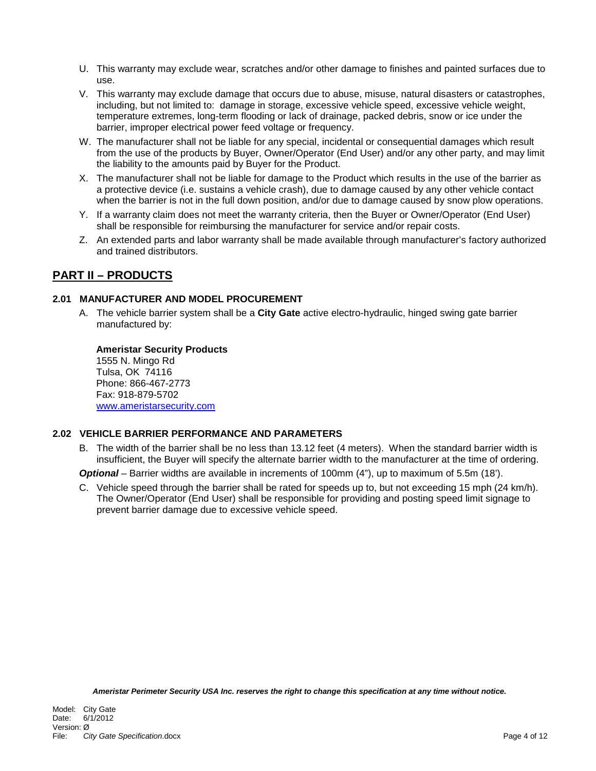U. This warranty may exclude wear, scratches and/or other damage to finishes and painted surfaces due to use.

V. This warranty may exclude damage that occurs due to abuse, misuse, natural disasters or catastrophes, including, but not limited to: damage in storage, excessive vehicle speed, excessive vehicle weight, temperature extremes, long-term flooding or lack of drainage, packed debris, snow or ice under the barrier, improper electrical power feed voltage or frequency.

W. The manufacturer shall not be liable for any special, incidental or consequential damages which result from the use of the products by Buyer, Owner/Operator (End User) and/or any other party, and may limit the liability to the amounts paid by Buyer for the Product.

X. The manufacturer shall not be liable for damage to the Product which results in the use of the barrier as a protective device (i.e. sustains a vehicle crash), due to damage caused by any other vehicle contact when the barrier is not in the full down position, and/or due to damage caused by snow plow operations.

Y. If a warranty claim does not meet the warranty criteria, then the Buyer or Owner/Operator (End User) shall be responsible for reimbursing the manufacturer for service and/or repair costs.

Z. An extended parts and labor warranty shall be made available through manufacturer's factory authorized and trained distributors.

## PART II – PRODUCTS

### 2.01 MANUFACTURER AND MODEL PROCUREMENT

A. The vehicle barrier system shall be a **City Gate** active electro-hydraulic, hinged swing gate barrier manufactured by:

**Ameristar Security Products**
1555 N. Mingo Rd
Tulsa, OK 74116
Phone: 866-467-2773
Fax: 918-879-5702
[www.ameristarsecurity.com](http://www.ameristarsecurity.com)

### 2.02 VEHICLE BARRIER PERFORMANCE AND PARAMETERS

B. The width of the barrier shall be no less than 13.12 feet (4 meters). When the standard barrier width is insufficient, the Buyer will specify the alternate barrier width to the manufacturer at the time of ordering.

***Optional*** – Barrier widths are available in increments of 100mm (4"), up to maximum of 5.5m (18').

C. Vehicle speed through the barrier shall be rated for speeds up to, but not exceeding 15 mph (24 km/h). The Owner/Operator (End User) shall be responsible for providing and posting speed limit signage to prevent barrier damage due to excessive vehicle speed.

***Ameristar Perimeter Security USA Inc. reserves the right to change this specification at any time without notice.***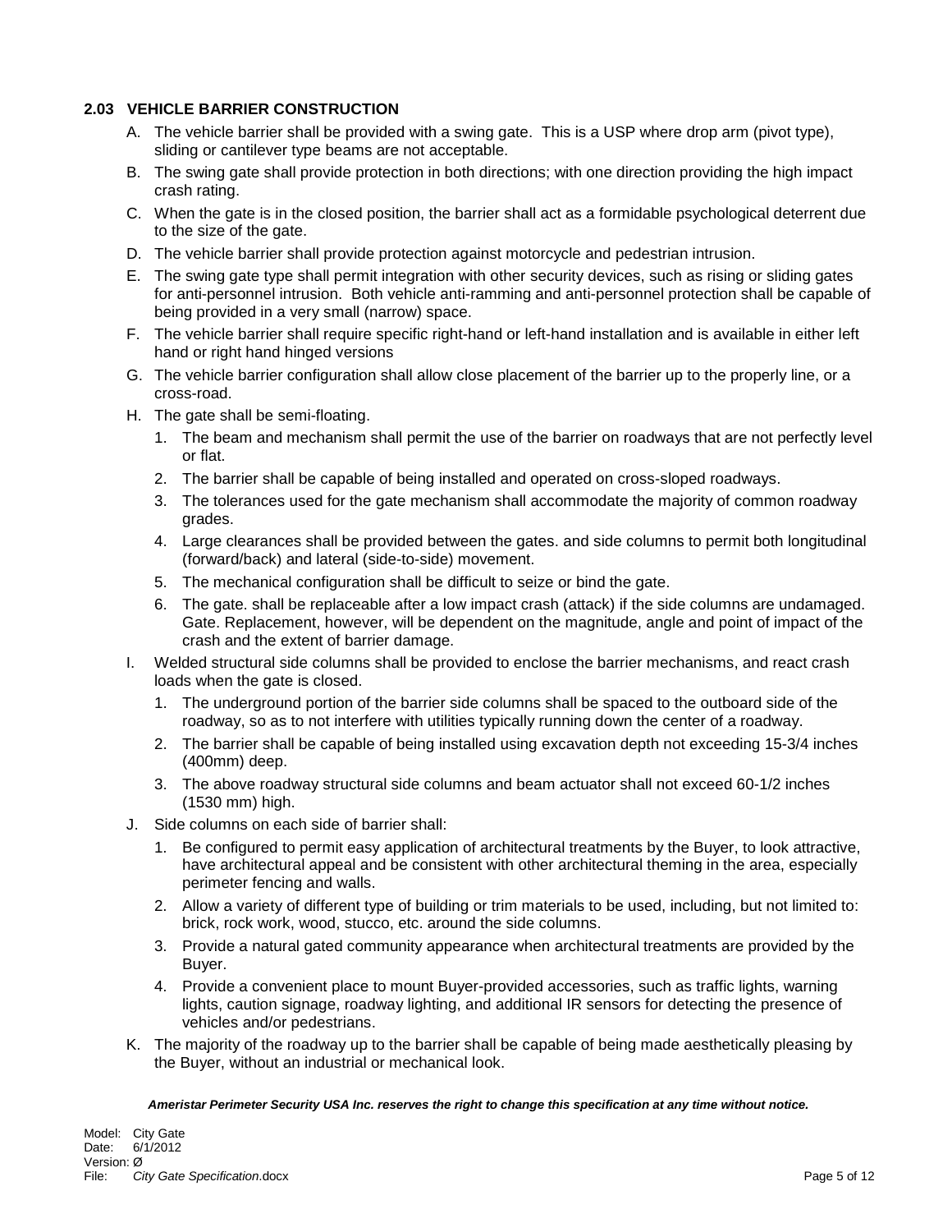### 2.03 VEHICLE BARRIER CONSTRUCTION

A. The vehicle barrier shall be provided with a swing gate. This is a USP where drop arm (pivot type), sliding or cantilever type beams are not acceptable.

B. The swing gate shall provide protection in both directions; with one direction providing the high impact crash rating.

C. When the gate is in the closed position, the barrier shall act as a formidable psychological deterrent due to the size of the gate.

D. The vehicle barrier shall provide protection against motorcycle and pedestrian intrusion.

E. The swing gate type shall permit integration with other security devices, such as rising or sliding gates for anti-personnel intrusion. Both vehicle anti-ramming and anti-personnel protection shall be capable of being provided in a very small (narrow) space.

F. The vehicle barrier shall require specific right-hand or left-hand installation and is available in either left hand or right hand hinged versions

G. The vehicle barrier configuration shall allow close placement of the barrier up to the properly line, or a cross-road.

H. The gate shall be semi-floating.

1. The beam and mechanism shall permit the use of the barrier on roadways that are not perfectly level or flat.
2. The barrier shall be capable of being installed and operated on cross-sloped roadways.
3. The tolerances used for the gate mechanism shall accommodate the majority of common roadway grades.
4. Large clearances shall be provided between the gates. and side columns to permit both longitudinal (forward/back) and lateral (side-to-side) movement.
5. The mechanical configuration shall be difficult to seize or bind the gate.
6. The gate. shall be replaceable after a low impact crash (attack) if the side columns are undamaged. Gate. Replacement, however, will be dependent on the magnitude, angle and point of impact of the crash and the extent of barrier damage.

I. Welded structural side columns shall be provided to enclose the barrier mechanisms, and react crash loads when the gate is closed.

1. The underground portion of the barrier side columns shall be spaced to the outboard side of the roadway, so as to not interfere with utilities typically running down the center of a roadway.
2. The barrier shall be capable of being installed using excavation depth not exceeding 15-3/4 inches (400mm) deep.
3. The above roadway structural side columns and beam actuator shall not exceed 60-1/2 inches (1530 mm) high.

J. Side columns on each side of barrier shall:

1. Be configured to permit easy application of architectural treatments by the Buyer, to look attractive, have architectural appeal and be consistent with other architectural theming in the area, especially perimeter fencing and walls.
2. Allow a variety of different type of building or trim materials to be used, including, but not limited to: brick, rock work, wood, stucco, etc. around the side columns.
3. Provide a natural gated community appearance when architectural treatments are provided by the Buyer.
4. Provide a convenient place to mount Buyer-provided accessories, such as traffic lights, warning lights, caution signage, roadway lighting, and additional IR sensors for detecting the presence of vehicles and/or pedestrians.

K. The majority of the roadway up to the barrier shall be capable of being made aesthetically pleasing by the Buyer, without an industrial or mechanical look.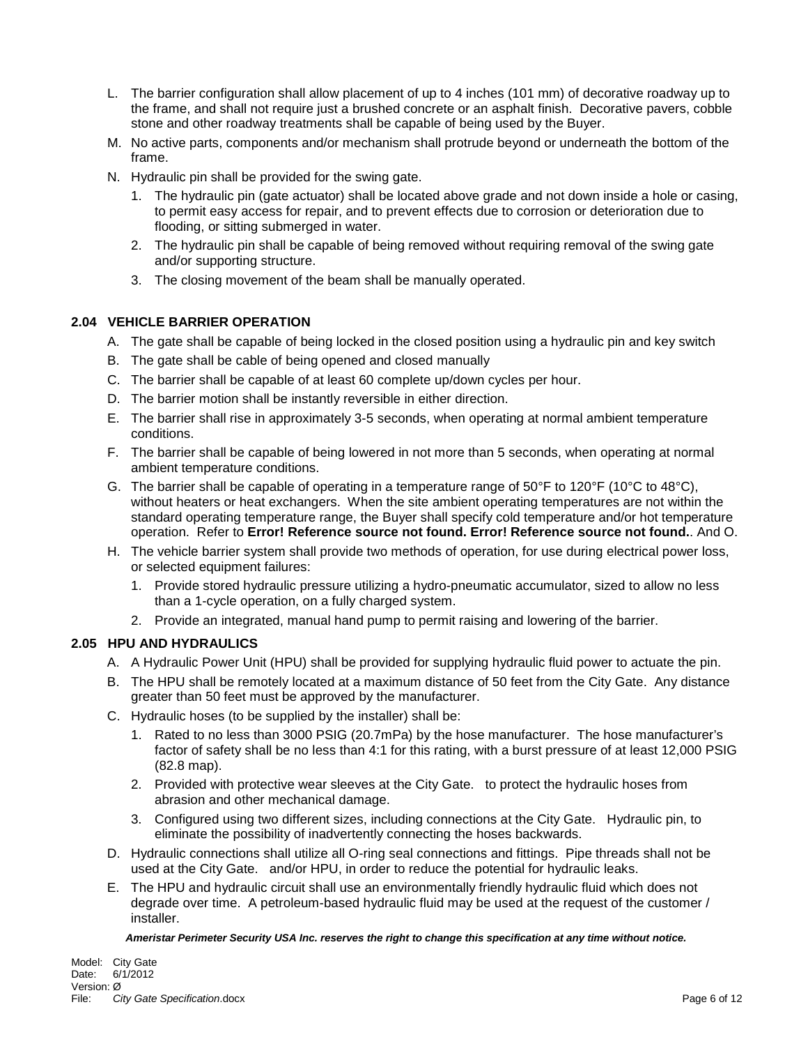L. The barrier configuration shall allow placement of up to 4 inches (101 mm) of decorative roadway up to the frame, and shall not require just a brushed concrete or an asphalt finish. Decorative pavers, cobble stone and other roadway treatments shall be capable of being used by the Buyer.

M. No active parts, components and/or mechanism shall protrude beyond or underneath the bottom of the frame.

N. Hydraulic pin shall be provided for the swing gate.

1. The hydraulic pin (gate actuator) shall be located above grade and not down inside a hole or casing, to permit easy access for repair, and to prevent effects due to corrosion or deterioration due to flooding, or sitting submerged in water.
2. The hydraulic pin shall be capable of being removed without requiring removal of the swing gate and/or supporting structure.
3. The closing movement of the beam shall be manually operated.

### 2.04 VEHICLE BARRIER OPERATION

A. The gate shall be capable of being locked in the closed position using a hydraulic pin and key switch

B. The gate shall be cable of being opened and closed manually

C. The barrier shall be capable of at least 60 complete up/down cycles per hour.

D. The barrier motion shall be instantly reversible in either direction.

E. The barrier shall rise in approximately 3-5 seconds, when operating at normal ambient temperature conditions.

F. The barrier shall be capable of being lowered in not more than 5 seconds, when operating at normal ambient temperature conditions.

G. The barrier shall be capable of operating in a temperature range of 50°F to 120°F (10°C to 48°C), without heaters or heat exchangers. When the site ambient operating temperatures are not within the standard operating temperature range, the Buyer shall specify cold temperature and/or hot temperature operation. Refer to **Error! Reference source not found. Error! Reference source not found.**. And O.

H. The vehicle barrier system shall provide two methods of operation, for use during electrical power loss, or selected equipment failures:

1. Provide stored hydraulic pressure utilizing a hydro-pneumatic accumulator, sized to allow no less than a 1-cycle operation, on a fully charged system.
2. Provide an integrated, manual hand pump to permit raising and lowering of the barrier.

### 2.05 HPU AND HYDRAULICS

A. A Hydraulic Power Unit (HPU) shall be provided for supplying hydraulic fluid power to actuate the pin.

B. The HPU shall be remotely located at a maximum distance of 50 feet from the City Gate. Any distance greater than 50 feet must be approved by the manufacturer.

C. Hydraulic hoses (to be supplied by the installer) shall be:

1. Rated to no less than 3000 PSIG (20.7mPa) by the hose manufacturer. The hose manufacturer's factor of safety shall be no less than 4:1 for this rating, with a burst pressure of at least 12,000 PSIG (82.8 map).
2. Provided with protective wear sleeves at the City Gate. to protect the hydraulic hoses from abrasion and other mechanical damage.
3. Configured using two different sizes, including connections at the City Gate. Hydraulic pin, to eliminate the possibility of inadvertently connecting the hoses backwards.

D. Hydraulic connections shall utilize all O-ring seal connections and fittings. Pipe threads shall not be used at the City Gate. and/or HPU, in order to reduce the potential for hydraulic leaks.

E. The HPU and hydraulic circuit shall use an environmentally friendly hydraulic fluid which does not degrade over time. A petroleum-based hydraulic fluid may be used at the request of the customer / installer.

***Ameristar Perimeter Security USA Inc. reserves the right to change this specification at any time without notice.***

Model: City Gate
Date: 6/1/2012
Version: Ø
File: *City Gate Specification*.docx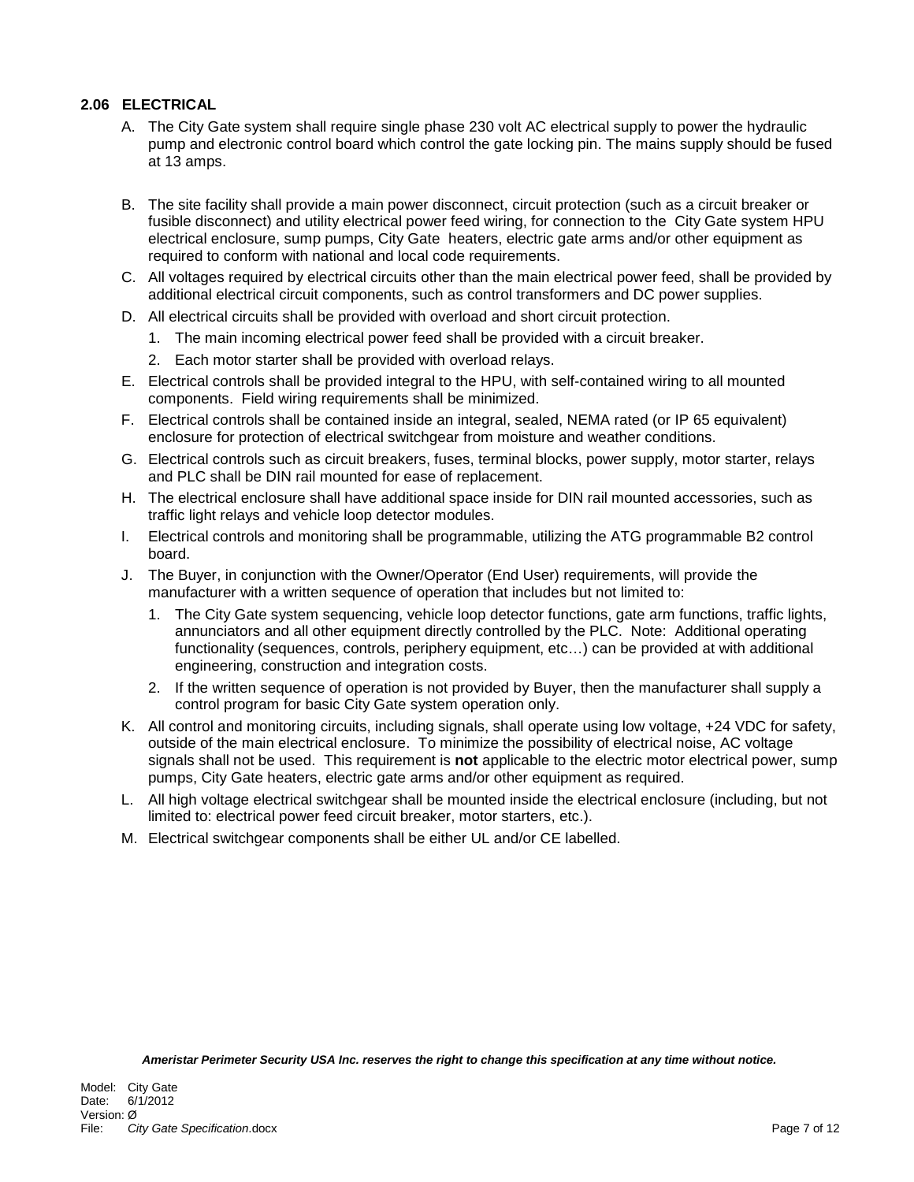### 2.06 ELECTRICAL

A. The City Gate system shall require single phase 230 volt AC electrical supply to power the hydraulic pump and electronic control board which control the gate locking pin. The mains supply should be fused at 13 amps.

B. The site facility shall provide a main power disconnect, circuit protection (such as a circuit breaker or fusible disconnect) and utility electrical power feed wiring, for connection to the City Gate system HPU electrical enclosure, sump pumps, City Gate heaters, electric gate arms and/or other equipment as required to conform with national and local code requirements.

C. All voltages required by electrical circuits other than the main electrical power feed, shall be provided by additional electrical circuit components, such as control transformers and DC power supplies.

D. All electrical circuits shall be provided with overload and short circuit protection.
   1. The main incoming electrical power feed shall be provided with a circuit breaker.
   2. Each motor starter shall be provided with overload relays.

E. Electrical controls shall be provided integral to the HPU, with self-contained wiring to all mounted components. Field wiring requirements shall be minimized.

F. Electrical controls shall be contained inside an integral, sealed, NEMA rated (or IP 65 equivalent) enclosure for protection of electrical switchgear from moisture and weather conditions.

G. Electrical controls such as circuit breakers, fuses, terminal blocks, power supply, motor starter, relays and PLC shall be DIN rail mounted for ease of replacement.

H. The electrical enclosure shall have additional space inside for DIN rail mounted accessories, such as traffic light relays and vehicle loop detector modules.

I. Electrical controls and monitoring shall be programmable, utilizing the ATG programmable B2 control board.

J. The Buyer, in conjunction with the Owner/Operator (End User) requirements, will provide the manufacturer with a written sequence of operation that includes but not limited to:
   1. The City Gate system sequencing, vehicle loop detector functions, gate arm functions, traffic lights, annunciators and all other equipment directly controlled by the PLC. Note: Additional operating functionality (sequences, controls, periphery equipment, etc…) can be provided at with additional engineering, construction and integration costs.
   2. If the written sequence of operation is not provided by Buyer, then the manufacturer shall supply a control program for basic City Gate system operation only.

K. All control and monitoring circuits, including signals, shall operate using low voltage, +24 VDC for safety, outside of the main electrical enclosure. To minimize the possibility of electrical noise, AC voltage signals shall not be used. This requirement is **not** applicable to the electric motor electrical power, sump pumps, City Gate heaters, electric gate arms and/or other equipment as required.

L. All high voltage electrical switchgear shall be mounted inside the electrical enclosure (including, but not limited to: electrical power feed circuit breaker, motor starters, etc.).

M. Electrical switchgear components shall be either UL and/or CE labelled.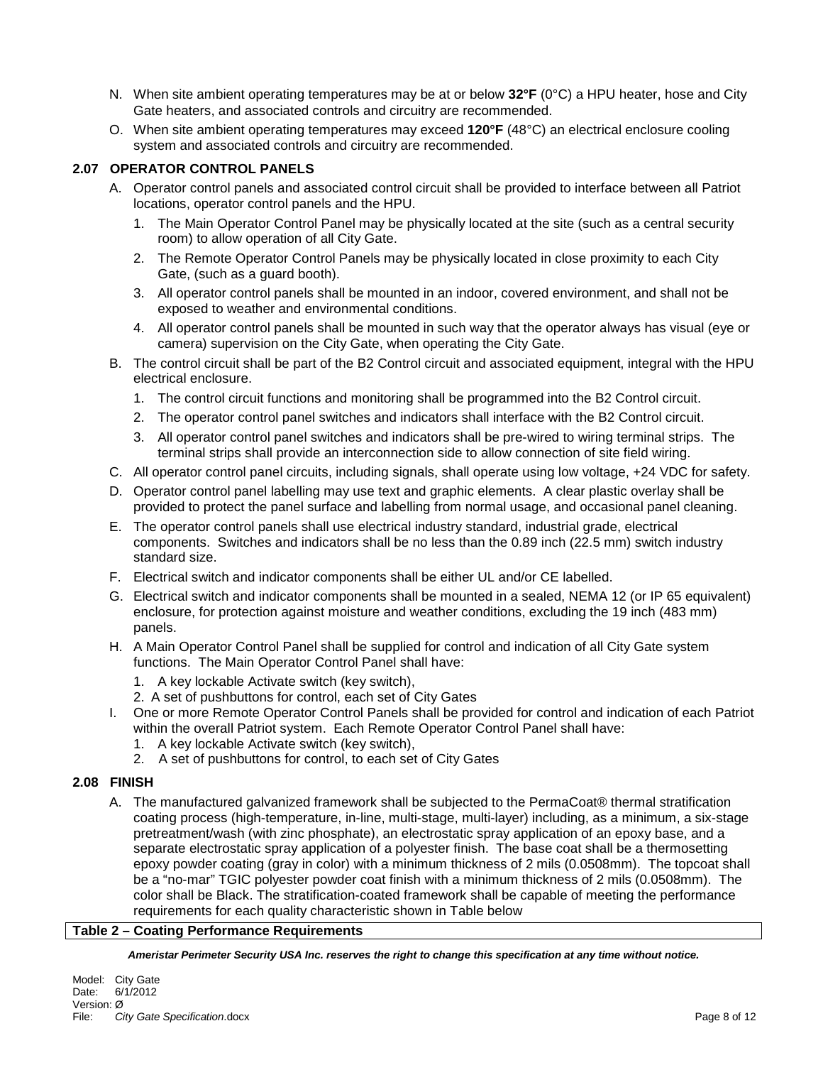N. When site ambient operating temperatures may be at or below **32°F** (0°C) a HPU heater, hose and City Gate heaters, and associated controls and circuitry are recommended.

O. When site ambient operating temperatures may exceed **120°F** (48°C) an electrical enclosure cooling system and associated controls and circuitry are recommended.

### 2.07 OPERATOR CONTROL PANELS

A. Operator control panels and associated control circuit shall be provided to interface between all Patriot locations, operator control panels and the HPU.
   1. The Main Operator Control Panel may be physically located at the site (such as a central security room) to allow operation of all City Gate.
   2. The Remote Operator Control Panels may be physically located in close proximity to each City Gate, (such as a guard booth).
   3. All operator control panels shall be mounted in an indoor, covered environment, and shall not be exposed to weather and environmental conditions.
   4. All operator control panels shall be mounted in such way that the operator always has visual (eye or camera) supervision on the City Gate, when operating the City Gate.

B. The control circuit shall be part of the B2 Control circuit and associated equipment, integral with the HPU electrical enclosure.
   1. The control circuit functions and monitoring shall be programmed into the B2 Control circuit.
   2. The operator control panel switches and indicators shall interface with the B2 Control circuit.
   3. All operator control panel switches and indicators shall be pre-wired to wiring terminal strips. The terminal strips shall provide an interconnection side to allow connection of site field wiring.

C. All operator control panel circuits, including signals, shall operate using low voltage, +24 VDC for safety.

D. Operator control panel labelling may use text and graphic elements. A clear plastic overlay shall be provided to protect the panel surface and labelling from normal usage, and occasional panel cleaning.

E. The operator control panels shall use electrical industry standard, industrial grade, electrical components. Switches and indicators shall be no less than the 0.89 inch (22.5 mm) switch industry standard size.

F. Electrical switch and indicator components shall be either UL and/or CE labelled.

G. Electrical switch and indicator components shall be mounted in a sealed, NEMA 12 (or IP 65 equivalent) enclosure, for protection against moisture and weather conditions, excluding the 19 inch (483 mm) panels.

H. A Main Operator Control Panel shall be supplied for control and indication of all City Gate system functions. The Main Operator Control Panel shall have:
   1. A key lockable Activate switch (key switch),
   2. A set of pushbuttons for control, each set of City Gates

I. One or more Remote Operator Control Panels shall be provided for control and indication of each Patriot within the overall Patriot system. Each Remote Operator Control Panel shall have:
   1. A key lockable Activate switch (key switch),
   2. A set of pushbuttons for control, to each set of City Gates

### 2.08 FINISH

A. The manufactured galvanized framework shall be subjected to the PermaCoat® thermal stratification coating process (high-temperature, in-line, multi-stage, multi-layer) including, as a minimum, a six-stage pretreatment/wash (with zinc phosphate), an electrostatic spray application of an epoxy base, and a separate electrostatic spray application of a polyester finish. The base coat shall be a thermosetting epoxy powder coating (gray in color) with a minimum thickness of 2 mils (0.0508mm). The topcoat shall be a "no-mar" TGIC polyester powder coat finish with a minimum thickness of 2 mils (0.0508mm). The color shall be Black. The stratification-coated framework shall be capable of meeting the performance requirements for each quality characteristic shown in Table below

| **Table 2 – Coating Performance Requirements** |
|---|

***Ameristar Perimeter Security USA Inc. reserves the right to change this specification at any time without notice.***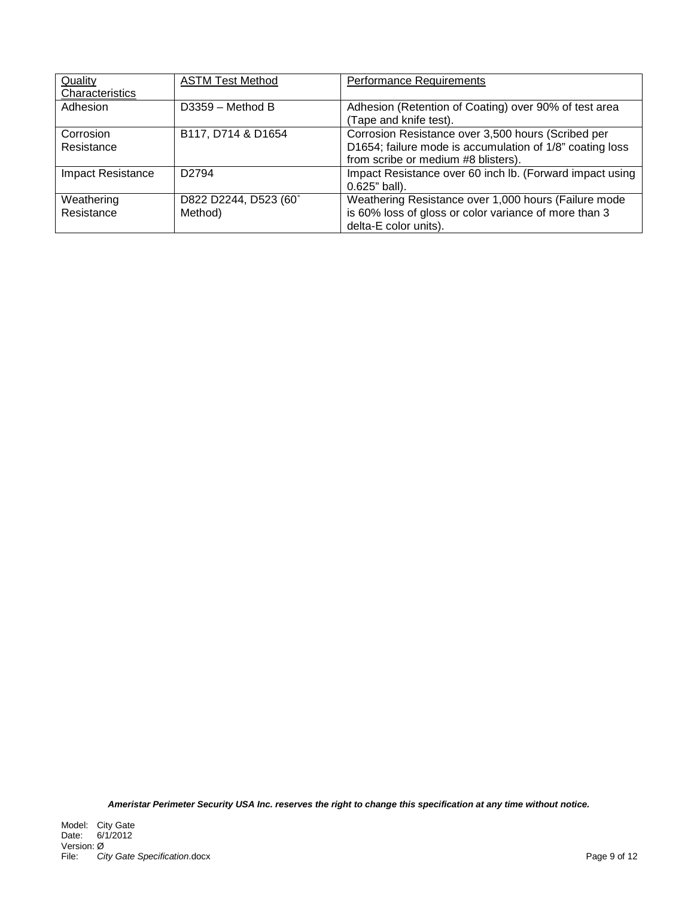| Quality Characteristics | ASTM Test Method | Performance Requirements |
|---|---|---|
| Adhesion | D3359 – Method B | Adhesion (Retention of Coating) over 90% of test area (Tape and knife test). |
| Corrosion Resistance | B117, D714 & D1654 | Corrosion Resistance over 3,500 hours (Scribed per D1654; failure mode is accumulation of 1/8" coating loss from scribe or medium #8 blisters). |
| Impact Resistance | D2794 | Impact Resistance over 60 inch lb. (Forward impact using 0.625" ball). |
| Weathering Resistance | D822 D2244, D523 (60˚ Method) | Weathering Resistance over 1,000 hours (Failure mode is 60% loss of gloss or color variance of more than 3 delta-E color units). |

***Ameristar Perimeter Security USA Inc. reserves the right to change this specification at any time without notice.***

Model: City Gate
Date: 6/1/2012
Version: Ø
File: *City Gate Specification*.docx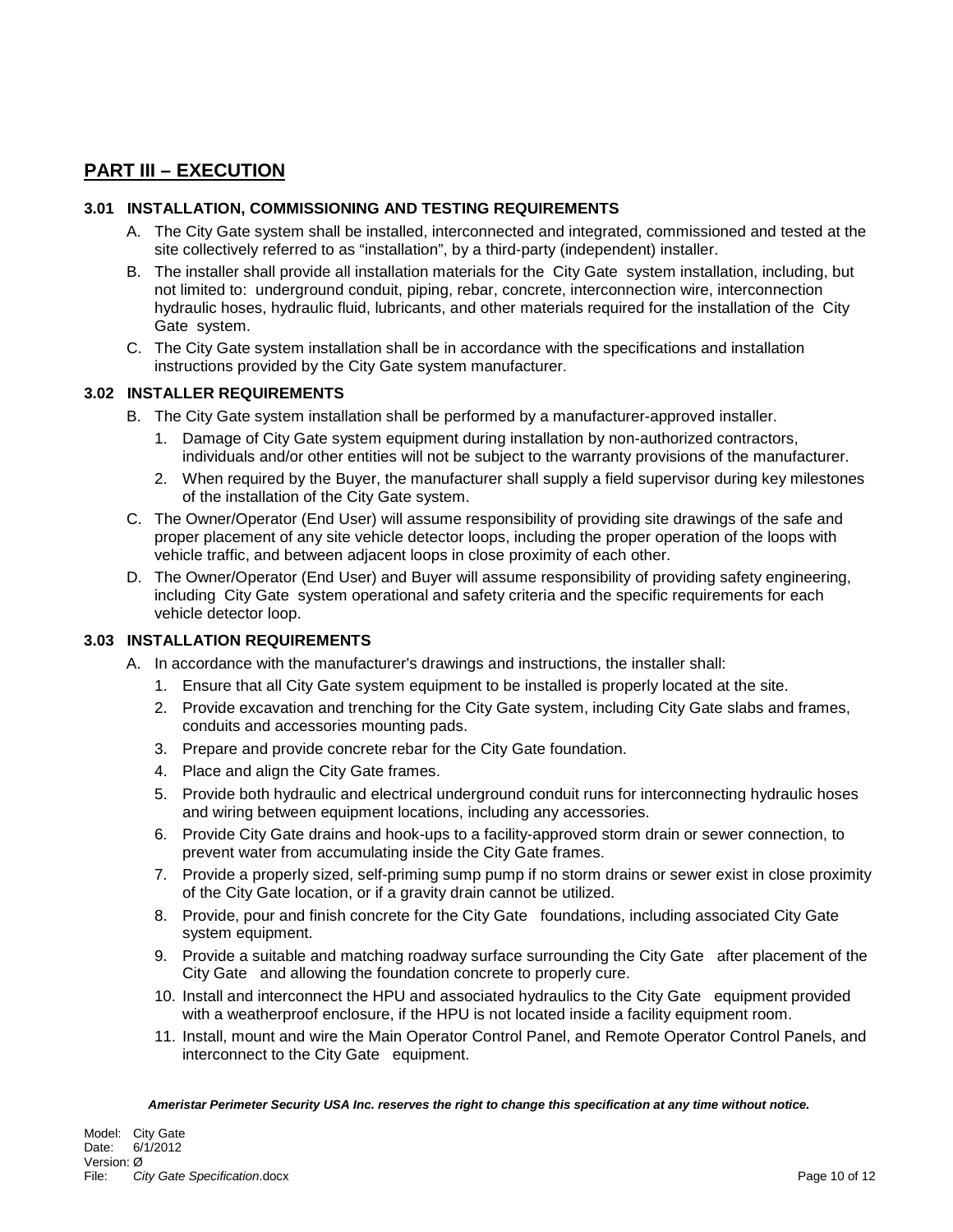## PART III – EXECUTION

### 3.01 INSTALLATION, COMMISSIONING AND TESTING REQUIREMENTS

A. The City Gate system shall be installed, interconnected and integrated, commissioned and tested at the site collectively referred to as "installation", by a third-party (independent) installer.

B. The installer shall provide all installation materials for the City Gate system installation, including, but not limited to: underground conduit, piping, rebar, concrete, interconnection wire, interconnection hydraulic hoses, hydraulic fluid, lubricants, and other materials required for the installation of the City Gate system.

C. The City Gate system installation shall be in accordance with the specifications and installation instructions provided by the City Gate system manufacturer.

### 3.02 INSTALLER REQUIREMENTS

B. The City Gate system installation shall be performed by a manufacturer-approved installer.
   1. Damage of City Gate system equipment during installation by non-authorized contractors, individuals and/or other entities will not be subject to the warranty provisions of the manufacturer.
   2. When required by the Buyer, the manufacturer shall supply a field supervisor during key milestones of the installation of the City Gate system.

C. The Owner/Operator (End User) will assume responsibility of providing site drawings of the safe and proper placement of any site vehicle detector loops, including the proper operation of the loops with vehicle traffic, and between adjacent loops in close proximity of each other.

D. The Owner/Operator (End User) and Buyer will assume responsibility of providing safety engineering, including City Gate system operational and safety criteria and the specific requirements for each vehicle detector loop.

### 3.03 INSTALLATION REQUIREMENTS

A. In accordance with the manufacturer's drawings and instructions, the installer shall:
   1. Ensure that all City Gate system equipment to be installed is properly located at the site.
   2. Provide excavation and trenching for the City Gate system, including City Gate slabs and frames, conduits and accessories mounting pads.
   3. Prepare and provide concrete rebar for the City Gate foundation.
   4. Place and align the City Gate frames.
   5. Provide both hydraulic and electrical underground conduit runs for interconnecting hydraulic hoses and wiring between equipment locations, including any accessories.
   6. Provide City Gate drains and hook-ups to a facility-approved storm drain or sewer connection, to prevent water from accumulating inside the City Gate frames.
   7. Provide a properly sized, self-priming sump pump if no storm drains or sewer exist in close proximity of the City Gate location, or if a gravity drain cannot be utilized.
   8. Provide, pour and finish concrete for the City Gate foundations, including associated City Gate system equipment.
   9. Provide a suitable and matching roadway surface surrounding the City Gate after placement of the City Gate and allowing the foundation concrete to properly cure.
   10. Install and interconnect the HPU and associated hydraulics to the City Gate equipment provided with a weatherproof enclosure, if the HPU is not located inside a facility equipment room.
   11. Install, mount and wire the Main Operator Control Panel, and Remote Operator Control Panels, and interconnect to the City Gate equipment.

***Ameristar Perimeter Security USA Inc. reserves the right to change this specification at any time without notice.***

Model: City Gate
Date: 6/1/2012
Version: Ø
File: *City Gate Specification*.docx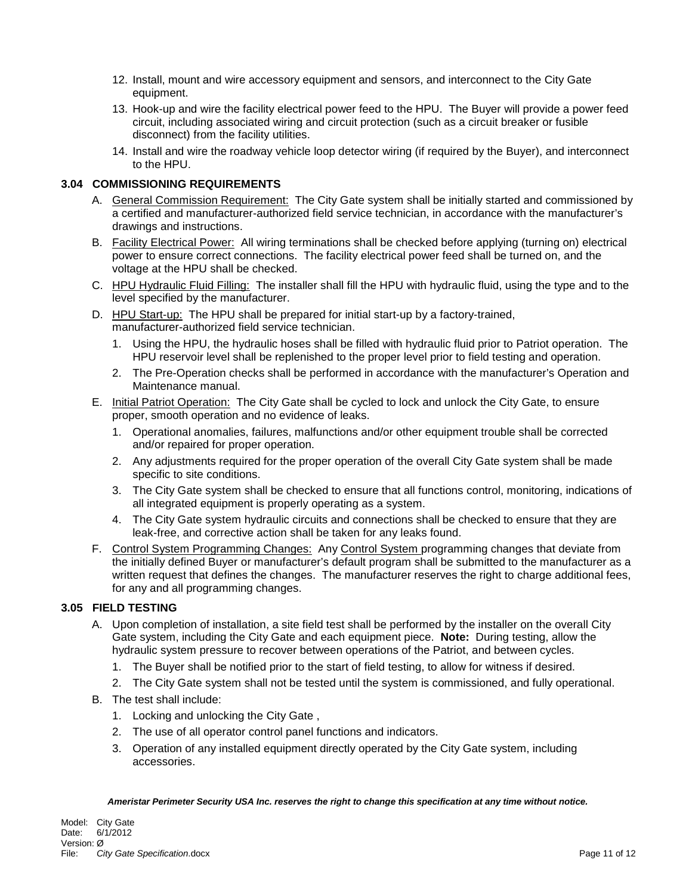12. Install, mount and wire accessory equipment and sensors, and interconnect to the City Gate equipment.
13. Hook-up and wire the facility electrical power feed to the HPU. The Buyer will provide a power feed circuit, including associated wiring and circuit protection (such as a circuit breaker or fusible disconnect) from the facility utilities.
14. Install and wire the roadway vehicle loop detector wiring (if required by the Buyer), and interconnect to the HPU.

### 3.04 COMMISSIONING REQUIREMENTS

A. General Commission Requirement: The City Gate system shall be initially started and commissioned by a certified and manufacturer-authorized field service technician, in accordance with the manufacturer's drawings and instructions.

B. Facility Electrical Power: All wiring terminations shall be checked before applying (turning on) electrical power to ensure correct connections. The facility electrical power feed shall be turned on, and the voltage at the HPU shall be checked.

C. HPU Hydraulic Fluid Filling: The installer shall fill the HPU with hydraulic fluid, using the type and to the level specified by the manufacturer.

D. HPU Start-up: The HPU shall be prepared for initial start-up by a factory-trained, manufacturer-authorized field service technician.

1. Using the HPU, the hydraulic hoses shall be filled with hydraulic fluid prior to Patriot operation. The HPU reservoir level shall be replenished to the proper level prior to field testing and operation.
2. The Pre-Operation checks shall be performed in accordance with the manufacturer's Operation and Maintenance manual.

E. Initial Patriot Operation: The City Gate shall be cycled to lock and unlock the City Gate, to ensure proper, smooth operation and no evidence of leaks.

1. Operational anomalies, failures, malfunctions and/or other equipment trouble shall be corrected and/or repaired for proper operation.
2. Any adjustments required for the proper operation of the overall City Gate system shall be made specific to site conditions.
3. The City Gate system shall be checked to ensure that all functions control, monitoring, indications of all integrated equipment is properly operating as a system.
4. The City Gate system hydraulic circuits and connections shall be checked to ensure that they are leak-free, and corrective action shall be taken for any leaks found.

F. Control System Programming Changes: Any Control System programming changes that deviate from the initially defined Buyer or manufacturer's default program shall be submitted to the manufacturer as a written request that defines the changes. The manufacturer reserves the right to charge additional fees, for any and all programming changes.

### 3.05 FIELD TESTING

A. Upon completion of installation, a site field test shall be performed by the installer on the overall City Gate system, including the City Gate and each equipment piece. **Note:** During testing, allow the hydraulic system pressure to recover between operations of the Patriot, and between cycles.

1. The Buyer shall be notified prior to the start of field testing, to allow for witness if desired.
2. The City Gate system shall not be tested until the system is commissioned, and fully operational.

B. The test shall include:

1. Locking and unlocking the City Gate ,
2. The use of all operator control panel functions and indicators.
3. Operation of any installed equipment directly operated by the City Gate system, including accessories.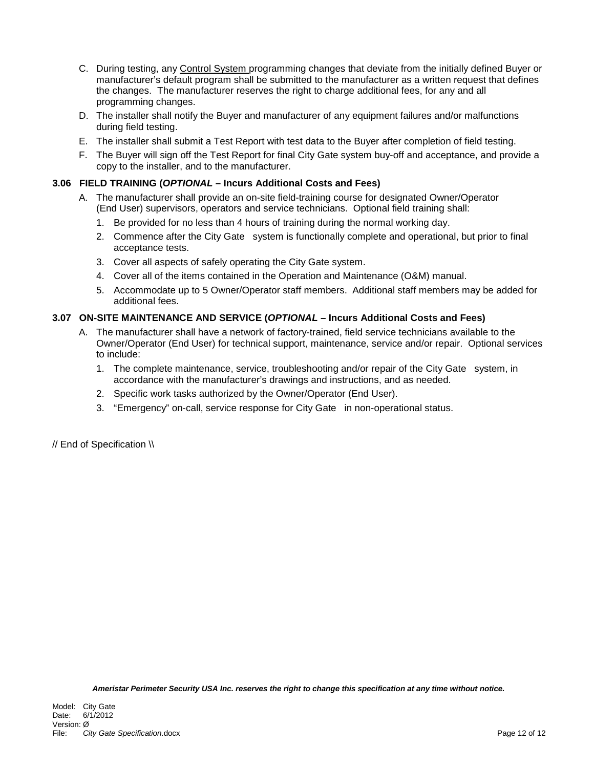C. During testing, any Control System programming changes that deviate from the initially defined Buyer or manufacturer's default program shall be submitted to the manufacturer as a written request that defines the changes. The manufacturer reserves the right to charge additional fees, for any and all programming changes.

D. The installer shall notify the Buyer and manufacturer of any equipment failures and/or malfunctions during field testing.

E. The installer shall submit a Test Report with test data to the Buyer after completion of field testing.

F. The Buyer will sign off the Test Report for final City Gate system buy-off and acceptance, and provide a copy to the installer, and to the manufacturer.

### 3.06 FIELD TRAINING (*OPTIONAL* – Incurs Additional Costs and Fees)

A. The manufacturer shall provide an on-site field-training course for designated Owner/Operator (End User) supervisors, operators and service technicians. Optional field training shall:

1. Be provided for no less than 4 hours of training during the normal working day.
2. Commence after the City Gate system is functionally complete and operational, but prior to final acceptance tests.
3. Cover all aspects of safely operating the City Gate system.
4. Cover all of the items contained in the Operation and Maintenance (O&M) manual.
5. Accommodate up to 5 Owner/Operator staff members. Additional staff members may be added for additional fees.

### 3.07 ON-SITE MAINTENANCE AND SERVICE (*OPTIONAL* – Incurs Additional Costs and Fees)

A. The manufacturer shall have a network of factory-trained, field service technicians available to the Owner/Operator (End User) for technical support, maintenance, service and/or repair. Optional services to include:

1. The complete maintenance, service, troubleshooting and/or repair of the City Gate system, in accordance with the manufacturer's drawings and instructions, and as needed.
2. Specific work tasks authorized by the Owner/Operator (End User).
3. "Emergency" on-call, service response for City Gate in non-operational status.

// End of Specification \\

***Ameristar Perimeter Security USA Inc. reserves the right to change this specification at any time without notice.***

Model: City Gate
Date: 6/1/2012
Version: Ø
File: *City Gate Specification*.docx